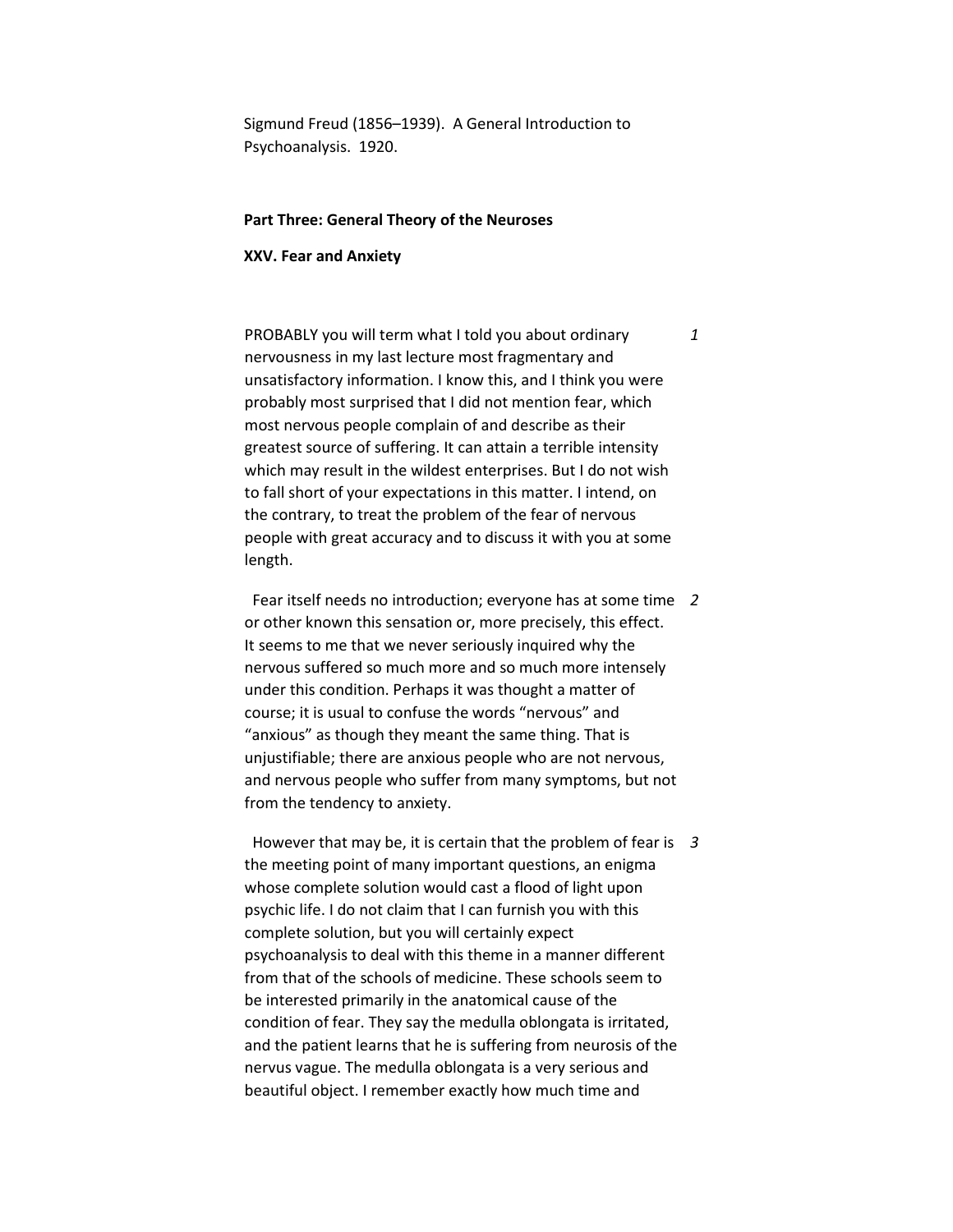Sigmund Freud (1856–1939). A General Introduction to Psychoanalysis. 1920.

**Part Three: General Theory of the Neuroses**

**XXV. Fear and Anxiety**

PROBABLY you will term what I told you about ordinary nervousness in my last lecture most fragmentary and unsatisfactory information. I know this, and I think you were probably most surprised that I did not mention fear, which most nervous people complain of and describe as their greatest source of suffering. It can attain a terrible intensity which may result in the wildest enterprises. But I do not wish to fall short of your expectations in this matter. I intend, on the contrary, to treat the problem of the fear of nervous people with great accuracy and to discuss it with you at some length. *1*

Fear itself needs no introduction; everyone has at some time or other known this sensation or, more precisely, this effect. It seems to me that we never seriously inquired why the nervous suffered so much more and so much more intensely under this condition. Perhaps it was thought a matter of course; it is usual to confuse the words "nervous" and "anxious" as though they meant the same thing. That is unjustifiable; there are anxious people who are not nervous, and nervous people who suffer from many symptoms, but not from the tendency to anxiety. *2*

However that may be, it is certain that the problem of fear is the meeting point of many important questions, an enigma whose complete solution would cast a flood of light upon psychic life. I do not claim that I can furnish you with this complete solution, but you will certainly expect psychoanalysis to deal with this theme in a manner different from that of the schools of medicine. These schools seem to be interested primarily in the anatomical cause of the condition of fear. They say the medulla oblongata is irritated, and the patient learns that he is suffering from neurosis of the nervus vague. The medulla oblongata is a very serious and beautiful object. I remember exactly how much time and *3*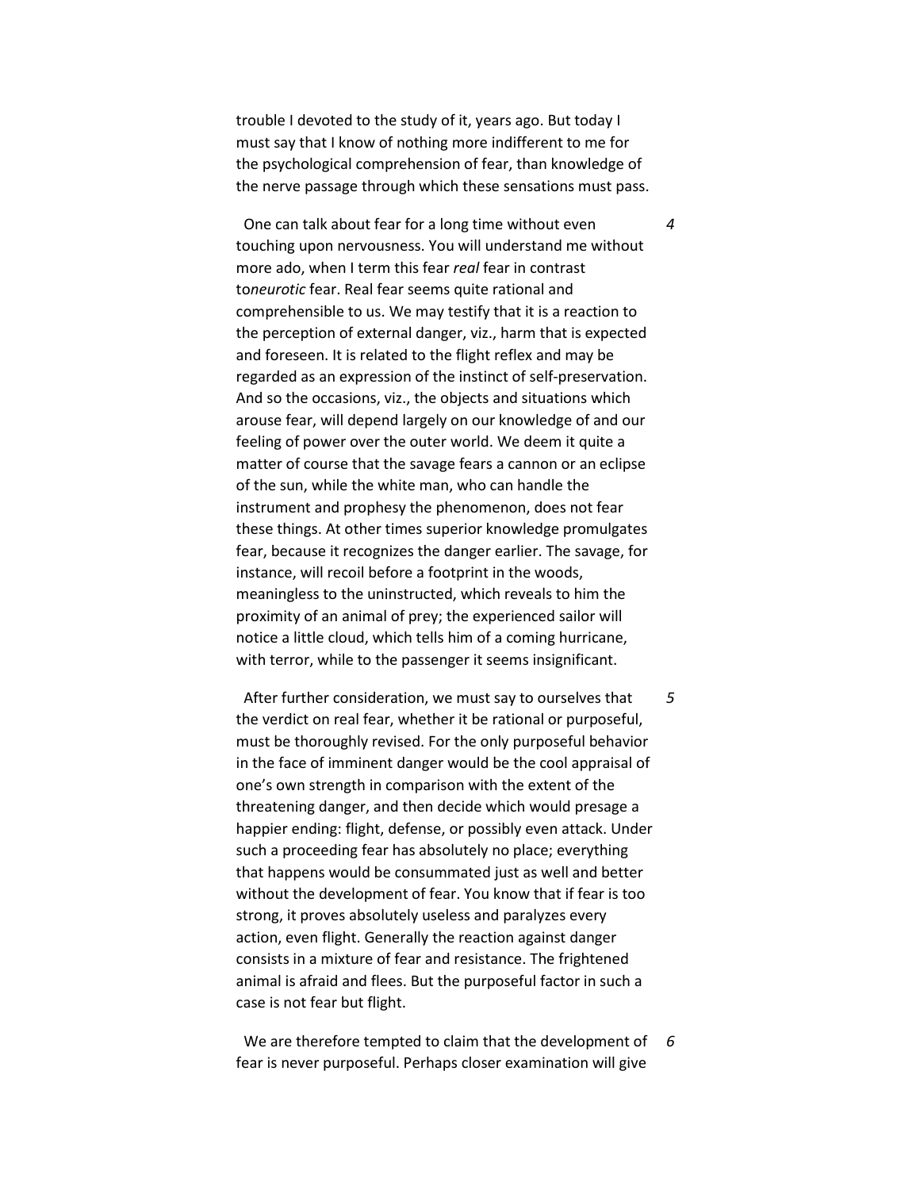trouble I devoted to the study of it, years ago. But today I must say that I know of nothing more indifferent to me for the psychological comprehension of fear, than knowledge of the nerve passage through which these sensations must pass.

4

One can talk about fear for a long time without even touching upon nervousness. You will understand me without more ado, when I term this fear *real* fear in contrast to*neurotic* fear. Real fear seems quite rational and comprehensible to us. We may testify that it is a reaction to the perception of external danger, viz., harm that is expected and foreseen. It is related to the flight reflex and may be regarded as an expression of the instinct of self-preservation. And so the occasions, viz., the objects and situations which arouse fear, will depend largely on our knowledge of and our feeling of power over the outer world. We deem it quite a matter of course that the savage fears a cannon or an eclipse of the sun, while the white man, who can handle the instrument and prophesy the phenomenon, does not fear these things. At other times superior knowledge promulgates fear, because it recognizes the danger earlier. The savage, for instance, will recoil before a footprint in the woods, meaningless to the uninstructed, which reveals to him the proximity of an animal of prey; the experienced sailor will notice a little cloud, which tells him of a coming hurricane, with terror, while to the passenger it seems insignificant.

5

After further consideration, we must say to ourselves that the verdict on real fear, whether it be rational or purposeful, must be thoroughly revised. For the only purposeful behavior in the face of imminent danger would be the cool appraisal of one's own strength in comparison with the extent of the threatening danger, and then decide which would presage a happier ending: flight, defense, or possibly even attack. Under such a proceeding fear has absolutely no place; everything that happens would be consummated just as well and better without the development of fear. You know that if fear is too strong, it proves absolutely useless and paralyzes every action, even flight. Generally the reaction against danger consists in a mixture of fear and resistance. The frightened animal is afraid and flees. But the purposeful factor in such a case is not fear but flight.

6

We are therefore tempted to claim that the development of fear is never purposeful. Perhaps closer examination will give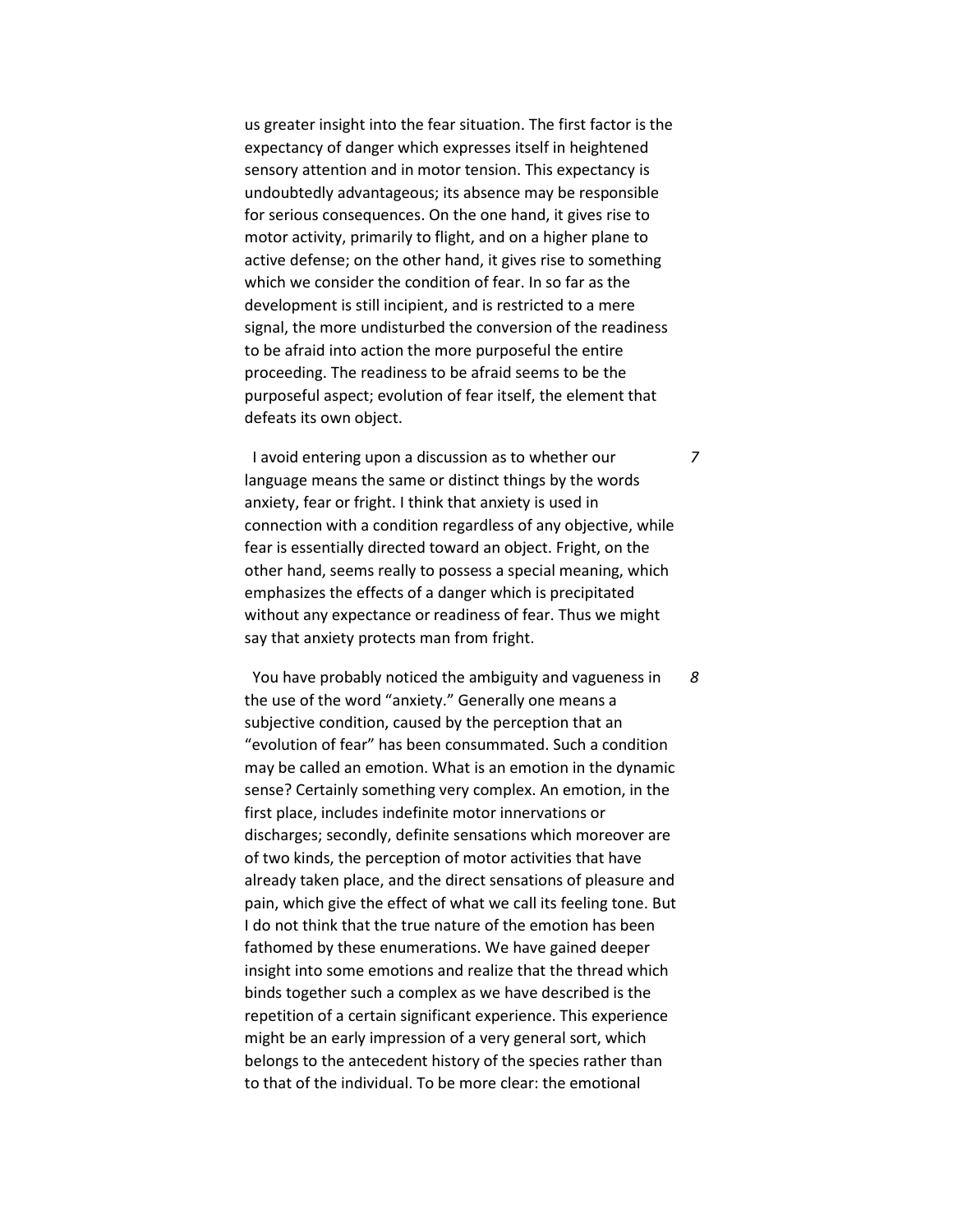us greater insight into the fear situation. The first factor is the expectancy of danger which expresses itself in heightened sensory attention and in motor tension. This expectancy is undoubtedly advantageous; its absence may be responsible for serious consequences. On the one hand, it gives rise to motor activity, primarily to flight, and on a higher plane to active defense; on the other hand, it gives rise to something which we consider the condition of fear. In so far as the development is still incipient, and is restricted to a mere signal, the more undisturbed the conversion of the readiness to be afraid into action the more purposeful the entire proceeding. The readiness to be afraid seems to be the purposeful aspect; evolution of fear itself, the element that defeats its own object.

*7*

I avoid entering upon a discussion as to whether our language means the same or distinct things by the words anxiety, fear or fright. I think that anxiety is used in connection with a condition regardless of any objective, while fear is essentially directed toward an object. Fright, on the other hand, seems really to possess a special meaning, which emphasizes the effects of a danger which is precipitated without any expectance or readiness of fear. Thus we might say that anxiety protects man from fright.

*8*

You have probably noticed the ambiguity and vagueness in the use of the word "anxiety." Generally one means a subjective condition, caused by the perception that an "evolution of fear" has been consummated. Such a condition may be called an emotion. What is an emotion in the dynamic sense? Certainly something very complex. An emotion, in the first place, includes indefinite motor innervations or discharges; secondly, definite sensations which moreover are of two kinds, the perception of motor activities that have already taken place, and the direct sensations of pleasure and pain, which give the effect of what we call its feeling tone. But I do not think that the true nature of the emotion has been fathomed by these enumerations. We have gained deeper insight into some emotions and realize that the thread which binds together such a complex as we have described is the repetition of a certain significant experience. This experience might be an early impression of a very general sort, which belongs to the antecedent history of the species rather than to that of the individual. To be more clear: the emotional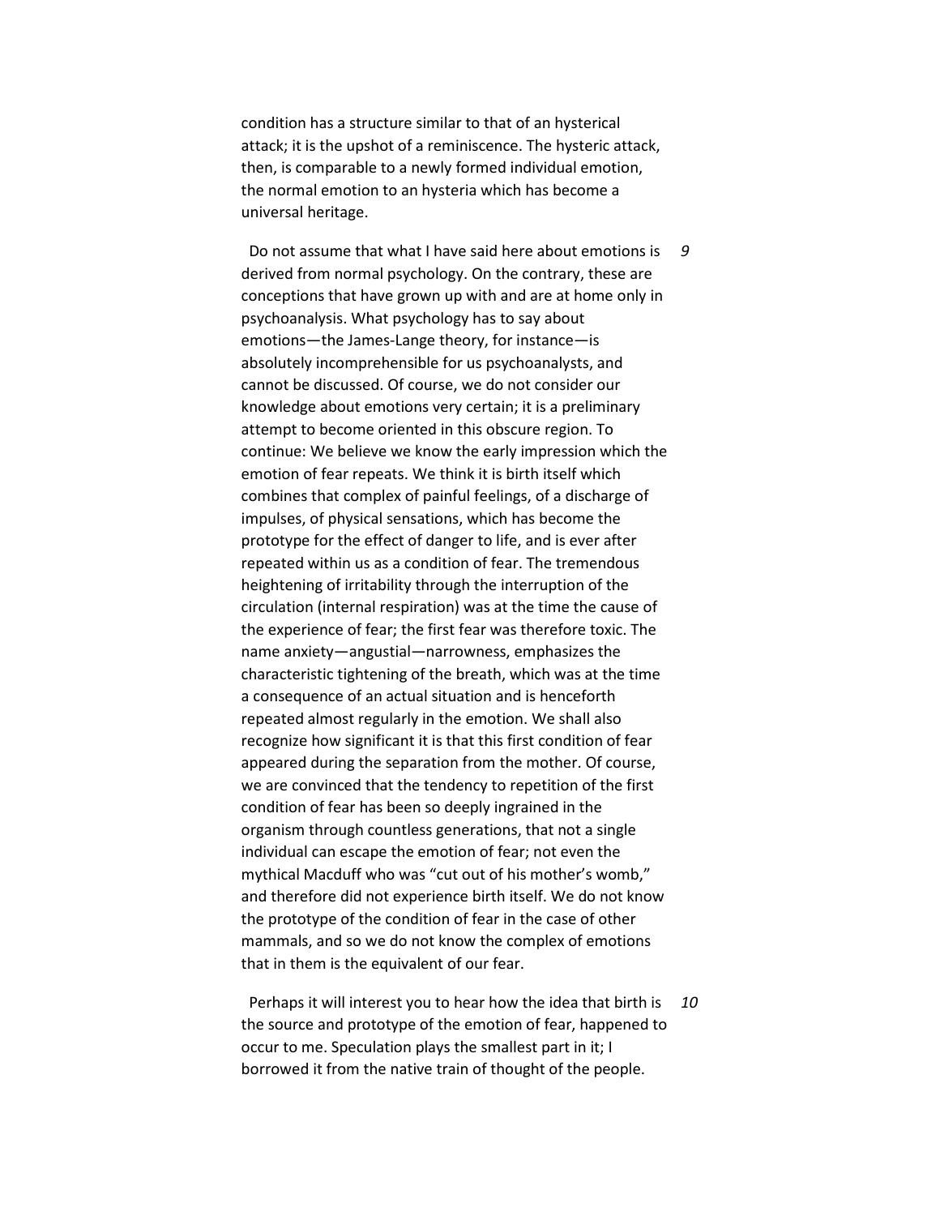condition has a structure similar to that of an hysterical attack; it is the upshot of a reminiscence. The hysteric attack, then, is comparable to a newly formed individual emotion, the normal emotion to an hysteria which has become a universal heritage.

9

Do not assume that what I have said here about emotions is derived from normal psychology. On the contrary, these are conceptions that have grown up with and are at home only in psychoanalysis. What psychology has to say about emotions—the James-Lange theory, for instance—is absolutely incomprehensible for us psychoanalysts, and cannot be discussed. Of course, we do not consider our knowledge about emotions very certain; it is a preliminary attempt to become oriented in this obscure region. To continue: We believe we know the early impression which the emotion of fear repeats. We think it is birth itself which combines that complex of painful feelings, of a discharge of impulses, of physical sensations, which has become the prototype for the effect of danger to life, and is ever after repeated within us as a condition of fear. The tremendous heightening of irritability through the interruption of the circulation (internal respiration) was at the time the cause of the experience of fear; the first fear was therefore toxic. The name anxiety—angustial—narrowness, emphasizes the characteristic tightening of the breath, which was at the time a consequence of an actual situation and is henceforth repeated almost regularly in the emotion. We shall also recognize how significant it is that this first condition of fear appeared during the separation from the mother. Of course, we are convinced that the tendency to repetition of the first condition of fear has been so deeply ingrained in the organism through countless generations, that not a single individual can escape the emotion of fear; not even the mythical Macduff who was "cut out of his mother's womb," and therefore did not experience birth itself. We do not know the prototype of the condition of fear in the case of other mammals, and so we do not know the complex of emotions that in them is the equivalent of our fear.

10

Perhaps it will interest you to hear how the idea that birth is the source and prototype of the emotion of fear, happened to occur to me. Speculation plays the smallest part in it; I borrowed it from the native train of thought of the people.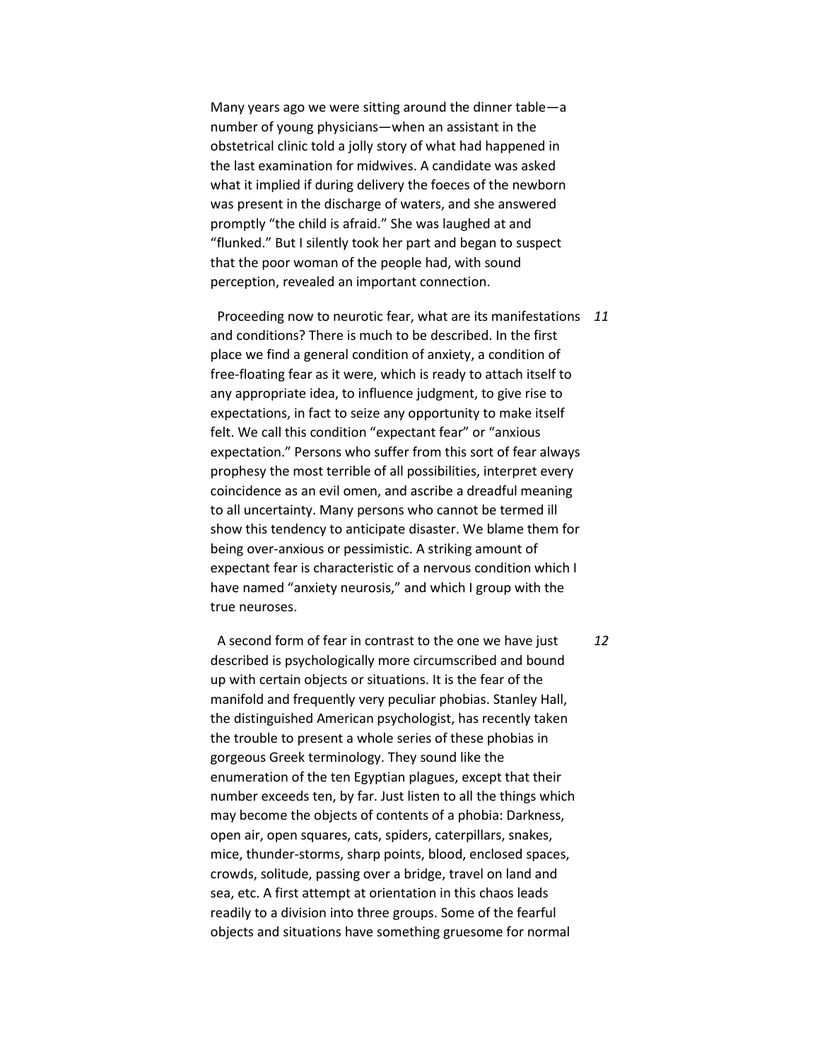Many years ago we were sitting around the dinner table—a number of young physicians—when an assistant in the obstetrical clinic told a jolly story of what had happened in the last examination for midwives. A candidate was asked what it implied if during delivery the foeces of the newborn was present in the discharge of waters, and she answered promptly "the child is afraid." She was laughed at and "flunked." But I silently took her part and began to suspect that the poor woman of the people had, with sound perception, revealed an important connection.

11 Proceeding now to neurotic fear, what are its manifestations and conditions? There is much to be described. In the first place we find a general condition of anxiety, a condition of free-floating fear as it were, which is ready to attach itself to any appropriate idea, to influence judgment, to give rise to expectations, in fact to seize any opportunity to make itself felt. We call this condition "expectant fear" or "anxious expectation." Persons who suffer from this sort of fear always prophesy the most terrible of all possibilities, interpret every coincidence as an evil omen, and ascribe a dreadful meaning to all uncertainty. Many persons who cannot be termed ill show this tendency to anticipate disaster. We blame them for being over-anxious or pessimistic. A striking amount of expectant fear is characteristic of a nervous condition which I have named "anxiety neurosis," and which I group with the true neuroses.

12 A second form of fear in contrast to the one we have just described is psychologically more circumscribed and bound up with certain objects or situations. It is the fear of the manifold and frequently very peculiar phobias. Stanley Hall, the distinguished American psychologist, has recently taken the trouble to present a whole series of these phobias in gorgeous Greek terminology. They sound like the enumeration of the ten Egyptian plagues, except that their number exceeds ten, by far. Just listen to all the things which may become the objects of contents of a phobia: Darkness, open air, open squares, cats, spiders, caterpillars, snakes, mice, thunder-storms, sharp points, blood, enclosed spaces, crowds, solitude, passing over a bridge, travel on land and sea, etc. A first attempt at orientation in this chaos leads readily to a division into three groups. Some of the fearful objects and situations have something gruesome for normal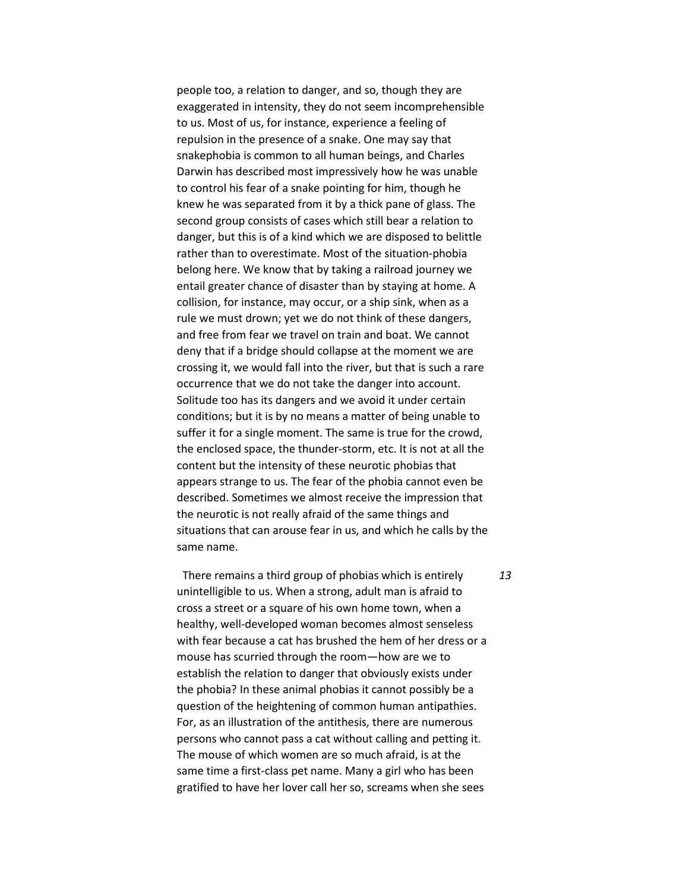people too, a relation to danger, and so, though they are exaggerated in intensity, they do not seem incomprehensible to us. Most of us, for instance, experience a feeling of repulsion in the presence of a snake. One may say that snakephobia is common to all human beings, and Charles Darwin has described most impressively how he was unable to control his fear of a snake pointing for him, though he knew he was separated from it by a thick pane of glass. The second group consists of cases which still bear a relation to danger, but this is of a kind which we are disposed to belittle rather than to overestimate. Most of the situation-phobia belong here. We know that by taking a railroad journey we entail greater chance of disaster than by staying at home. A collision, for instance, may occur, or a ship sink, when as a rule we must drown; yet we do not think of these dangers, and free from fear we travel on train and boat. We cannot deny that if a bridge should collapse at the moment we are crossing it, we would fall into the river, but that is such a rare occurrence that we do not take the danger into account. Solitude too has its dangers and we avoid it under certain conditions; but it is by no means a matter of being unable to suffer it for a single moment. The same is true for the crowd, the enclosed space, the thunder-storm, etc. It is not at all the content but the intensity of these neurotic phobias that appears strange to us. The fear of the phobia cannot even be described. Sometimes we almost receive the impression that the neurotic is not really afraid of the same things and situations that can arouse fear in us, and which he calls by the same name.

There remains a third group of phobias which is entirely unintelligible to us. When a strong, adult man is afraid to cross a street or a square of his own home town, when a healthy, well-developed woman becomes almost senseless with fear because a cat has brushed the hem of her dress or a mouse has scurried through the room—how are we to establish the relation to danger that obviously exists under the phobia? In these animal phobias it cannot possibly be a question of the heightening of common human antipathies. For, as an illustration of the antithesis, there are numerous persons who cannot pass a cat without calling and petting it. The mouse of which women are so much afraid, is at the same time a first-class pet name. Many a girl who has been gratified to have her lover call her so, screams when she sees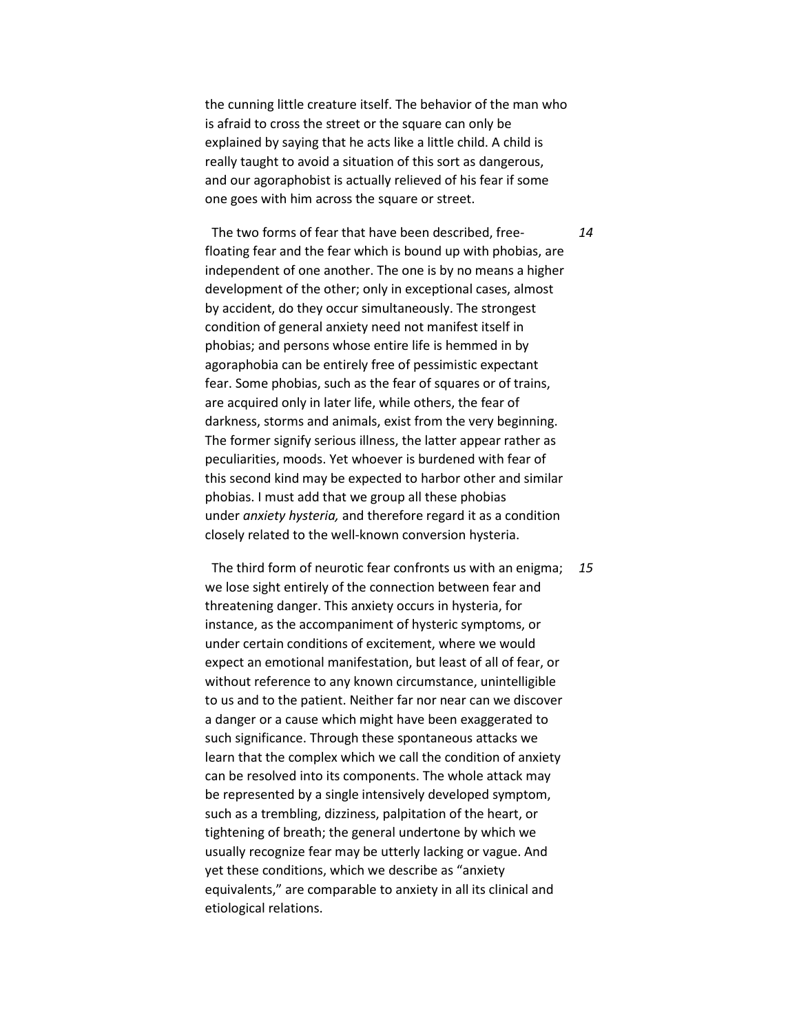the cunning little creature itself. The behavior of the man who is afraid to cross the street or the square can only be explained by saying that he acts like a little child. A child is really taught to avoid a situation of this sort as dangerous, and our agoraphobist is actually relieved of his fear if some one goes with him across the square or street.

The two forms of fear that have been described, free-floating fear and the fear which is bound up with phobias, are independent of one another. The one is by no means a higher development of the other; only in exceptional cases, almost by accident, do they occur simultaneously. The strongest condition of general anxiety need not manifest itself in phobias; and persons whose entire life is hemmed in by agoraphobia can be entirely free of pessimistic expectant fear. Some phobias, such as the fear of squares or of trains, are acquired only in later life, while others, the fear of darkness, storms and animals, exist from the very beginning. The former signify serious illness, the latter appear rather as peculiarities, moods. Yet whoever is burdened with fear of this second kind may be expected to harbor other and similar phobias. I must add that we group all these phobias under *anxiety hysteria,* and therefore regard it as a condition closely related to the well-known conversion hysteria.

The third form of neurotic fear confronts us with an enigma; we lose sight entirely of the connection between fear and threatening danger. This anxiety occurs in hysteria, for instance, as the accompaniment of hysteric symptoms, or under certain conditions of excitement, where we would expect an emotional manifestation, but least of all of fear, or without reference to any known circumstance, unintelligible to us and to the patient. Neither far nor near can we discover a danger or a cause which might have been exaggerated to such significance. Through these spontaneous attacks we learn that the complex which we call the condition of anxiety can be resolved into its components. The whole attack may be represented by a single intensively developed symptom, such as a trembling, dizziness, palpitation of the heart, or tightening of breath; the general undertone by which we usually recognize fear may be utterly lacking or vague. And yet these conditions, which we describe as "anxiety equivalents," are comparable to anxiety in all its clinical and etiological relations.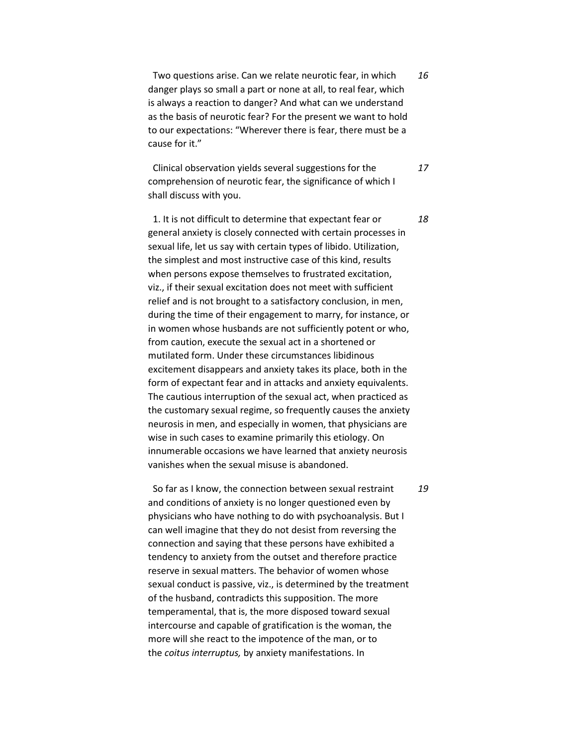Two questions arise. Can we relate neurotic fear, in which danger plays so small a part or none at all, to real fear, which is always a reaction to danger? And what can we understand as the basis of neurotic fear? For the present we want to hold to our expectations: "Wherever there is fear, there must be a cause for it."

Clinical observation yields several suggestions for the comprehension of neurotic fear, the significance of which I shall discuss with you.

1. It is not difficult to determine that expectant fear or general anxiety is closely connected with certain processes in sexual life, let us say with certain types of libido. Utilization, the simplest and most instructive case of this kind, results when persons expose themselves to frustrated excitation, viz., if their sexual excitation does not meet with sufficient relief and is not brought to a satisfactory conclusion, in men, during the time of their engagement to marry, for instance, or in women whose husbands are not sufficiently potent or who, from caution, execute the sexual act in a shortened or mutilated form. Under these circumstances libidinous excitement disappears and anxiety takes its place, both in the form of expectant fear and in attacks and anxiety equivalents. The cautious interruption of the sexual act, when practiced as the customary sexual regime, so frequently causes the anxiety neurosis in men, and especially in women, that physicians are wise in such cases to examine primarily this etiology. On innumerable occasions we have learned that anxiety neurosis vanishes when the sexual misuse is abandoned.

So far as I know, the connection between sexual restraint and conditions of anxiety is no longer questioned even by physicians who have nothing to do with psychoanalysis. But I can well imagine that they do not desist from reversing the connection and saying that these persons have exhibited a tendency to anxiety from the outset and therefore practice reserve in sexual matters. The behavior of women whose sexual conduct is passive, viz., is determined by the treatment of the husband, contradicts this supposition. The more temperamental, that is, the more disposed toward sexual intercourse and capable of gratification is the woman, the more will she react to the impotence of the man, or to the *coitus interruptus,* by anxiety manifestations. In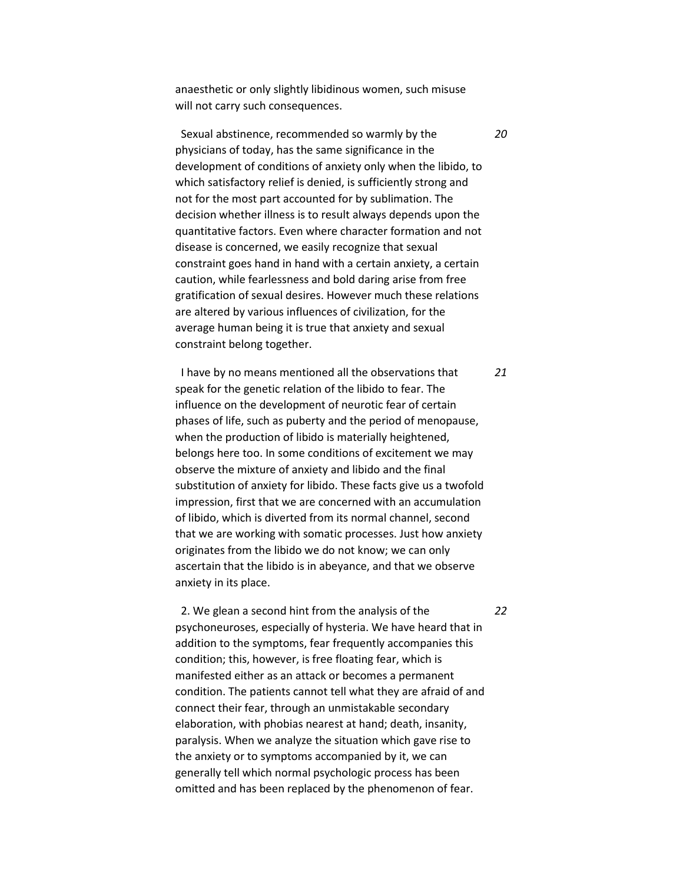anaesthetic or only slightly libidinous women, such misuse will not carry such consequences.

20 Sexual abstinence, recommended so warmly by the physicians of today, has the same significance in the development of conditions of anxiety only when the libido, to which satisfactory relief is denied, is sufficiently strong and not for the most part accounted for by sublimation. The decision whether illness is to result always depends upon the quantitative factors. Even where character formation and not disease is concerned, we easily recognize that sexual constraint goes hand in hand with a certain anxiety, a certain caution, while fearlessness and bold daring arise from free gratification of sexual desires. However much these relations are altered by various influences of civilization, for the average human being it is true that anxiety and sexual constraint belong together.

21 I have by no means mentioned all the observations that speak for the genetic relation of the libido to fear. The influence on the development of neurotic fear of certain phases of life, such as puberty and the period of menopause, when the production of libido is materially heightened, belongs here too. In some conditions of excitement we may observe the mixture of anxiety and libido and the final substitution of anxiety for libido. These facts give us a twofold impression, first that we are concerned with an accumulation of libido, which is diverted from its normal channel, second that we are working with somatic processes. Just how anxiety originates from the libido we do not know; we can only ascertain that the libido is in abeyance, and that we observe anxiety in its place.

22 2. We glean a second hint from the analysis of the psychoneuroses, especially of hysteria. We have heard that in addition to the symptoms, fear frequently accompanies this condition; this, however, is free floating fear, which is manifested either as an attack or becomes a permanent condition. The patients cannot tell what they are afraid of and connect their fear, through an unmistakable secondary elaboration, with phobias nearest at hand; death, insanity, paralysis. When we analyze the situation which gave rise to the anxiety or to symptoms accompanied by it, we can generally tell which normal psychologic process has been omitted and has been replaced by the phenomenon of fear.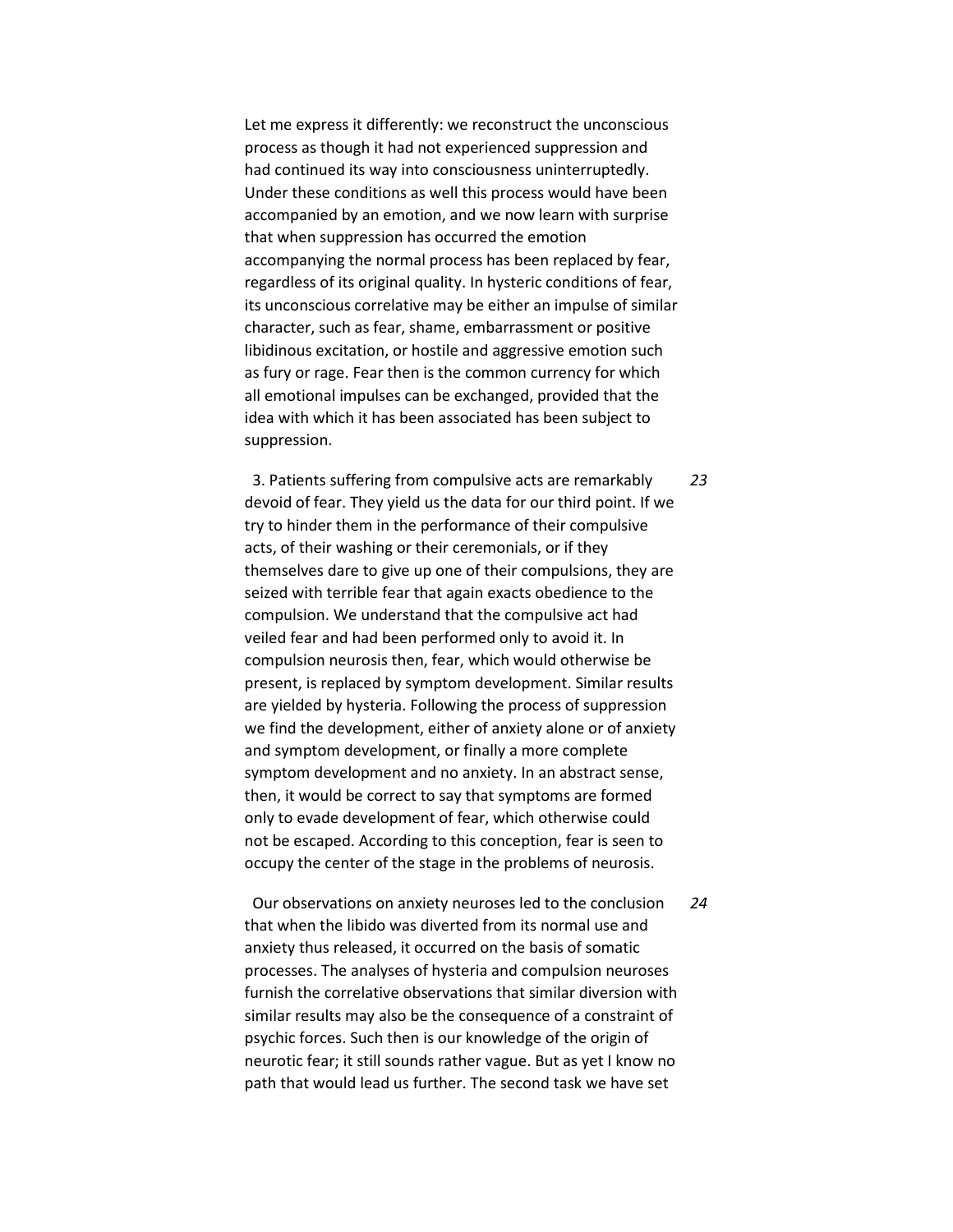Let me express it differently: we reconstruct the unconscious process as though it had not experienced suppression and had continued its way into consciousness uninterruptedly. Under these conditions as well this process would have been accompanied by an emotion, and we now learn with surprise that when suppression has occurred the emotion accompanying the normal process has been replaced by fear, regardless of its original quality. In hysteric conditions of fear, its unconscious correlative may be either an impulse of similar character, such as fear, shame, embarrassment or positive libidinous excitation, or hostile and aggressive emotion such as fury or rage. Fear then is the common currency for which all emotional impulses can be exchanged, provided that the idea with which it has been associated has been subject to suppression.

3. Patients suffering from compulsive acts are remarkably devoid of fear. They yield us the data for our third point. If we try to hinder them in the performance of their compulsive acts, of their washing or their ceremonials, or if they themselves dare to give up one of their compulsions, they are seized with terrible fear that again exacts obedience to the compulsion. We understand that the compulsive act had veiled fear and had been performed only to avoid it. In compulsion neurosis then, fear, which would otherwise be present, is replaced by symptom development. Similar results are yielded by hysteria. Following the process of suppression we find the development, either of anxiety alone or of anxiety and symptom development, or finally a more complete symptom development and no anxiety. In an abstract sense, then, it would be correct to say that symptoms are formed only to evade development of fear, which otherwise could not be escaped. According to this conception, fear is seen to occupy the center of the stage in the problems of neurosis.

Our observations on anxiety neuroses led to the conclusion that when the libido was diverted from its normal use and anxiety thus released, it occurred on the basis of somatic processes. The analyses of hysteria and compulsion neuroses furnish the correlative observations that similar diversion with similar results may also be the consequence of a constraint of psychic forces. Such then is our knowledge of the origin of neurotic fear; it still sounds rather vague. But as yet I know no path that would lead us further. The second task we have set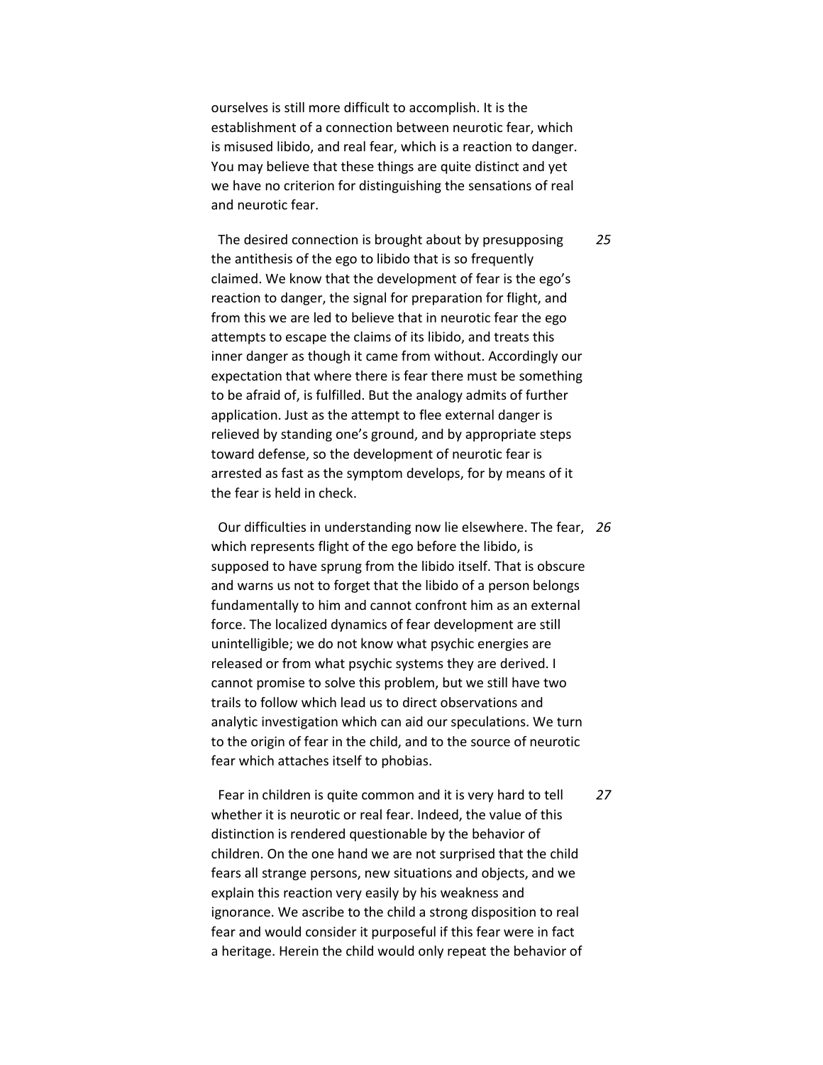ourselves is still more difficult to accomplish. It is the establishment of a connection between neurotic fear, which is misused libido, and real fear, which is a reaction to danger. You may believe that these things are quite distinct and yet we have no criterion for distinguishing the sensations of real and neurotic fear.

*25* The desired connection is brought about by presupposing the antithesis of the ego to libido that is so frequently claimed. We know that the development of fear is the ego's reaction to danger, the signal for preparation for flight, and from this we are led to believe that in neurotic fear the ego attempts to escape the claims of its libido, and treats this inner danger as though it came from without. Accordingly our expectation that where there is fear there must be something to be afraid of, is fulfilled. But the analogy admits of further application. Just as the attempt to flee external danger is relieved by standing one's ground, and by appropriate steps toward defense, so the development of neurotic fear is arrested as fast as the symptom develops, for by means of it the fear is held in check.

*26* Our difficulties in understanding now lie elsewhere. The fear, which represents flight of the ego before the libido, is supposed to have sprung from the libido itself. That is obscure and warns us not to forget that the libido of a person belongs fundamentally to him and cannot confront him as an external force. The localized dynamics of fear development are still unintelligible; we do not know what psychic energies are released or from what psychic systems they are derived. I cannot promise to solve this problem, but we still have two trails to follow which lead us to direct observations and analytic investigation which can aid our speculations. We turn to the origin of fear in the child, and to the source of neurotic fear which attaches itself to phobias.

*27* Fear in children is quite common and it is very hard to tell whether it is neurotic or real fear. Indeed, the value of this distinction is rendered questionable by the behavior of children. On the one hand we are not surprised that the child fears all strange persons, new situations and objects, and we explain this reaction very easily by his weakness and ignorance. We ascribe to the child a strong disposition to real fear and would consider it purposeful if this fear were in fact a heritage. Herein the child would only repeat the behavior of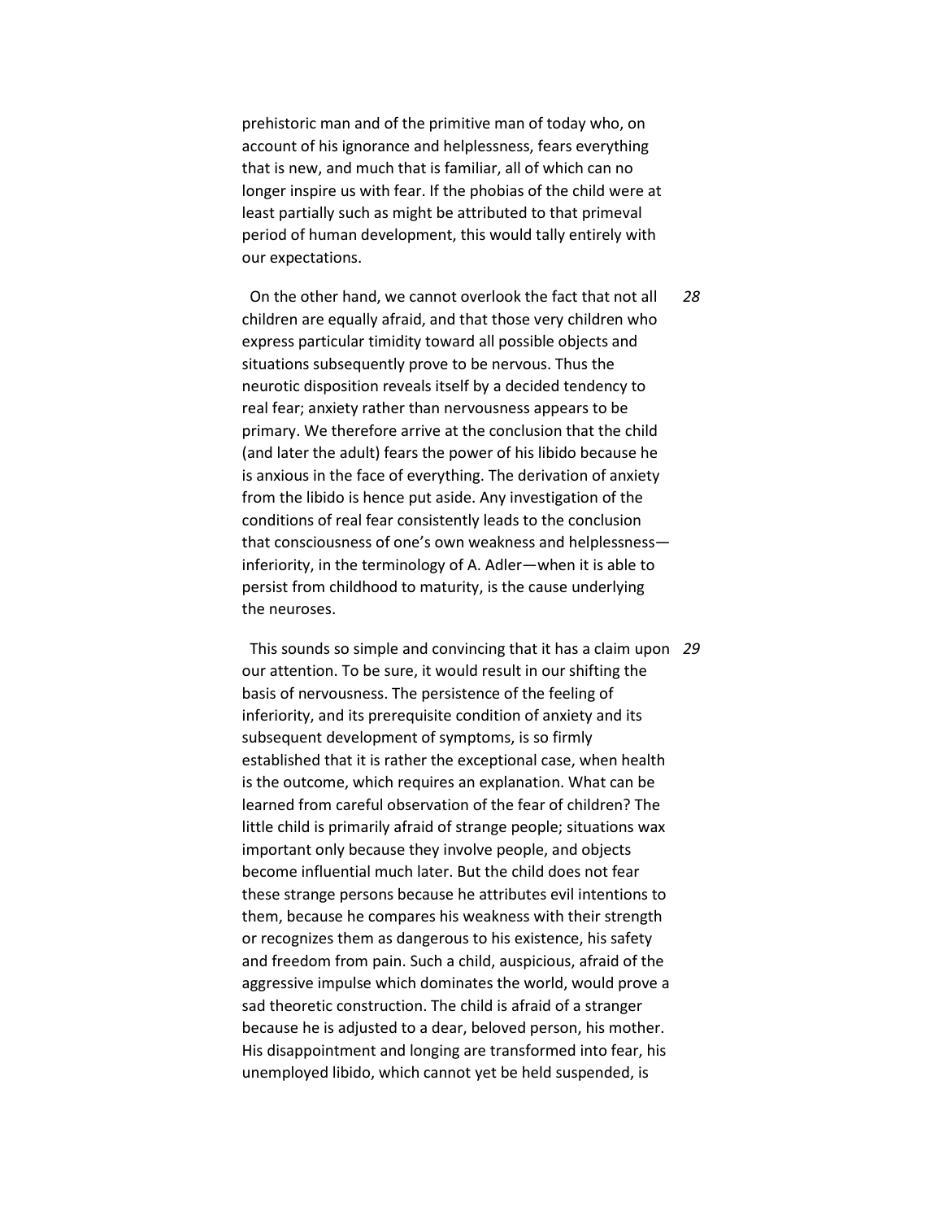prehistoric man and of the primitive man of today who, on account of his ignorance and helplessness, fears everything that is new, and much that is familiar, all of which can no longer inspire us with fear. If the phobias of the child were at least partially such as might be attributed to that primeval period of human development, this would tally entirely with our expectations.

28 On the other hand, we cannot overlook the fact that not all children are equally afraid, and that those very children who express particular timidity toward all possible objects and situations subsequently prove to be nervous. Thus the neurotic disposition reveals itself by a decided tendency to real fear; anxiety rather than nervousness appears to be primary. We therefore arrive at the conclusion that the child (and later the adult) fears the power of his libido because he is anxious in the face of everything. The derivation of anxiety from the libido is hence put aside. Any investigation of the conditions of real fear consistently leads to the conclusion that consciousness of one's own weakness and helplessness—inferiority, in the terminology of A. Adler—when it is able to persist from childhood to maturity, is the cause underlying the neuroses.

29 This sounds so simple and convincing that it has a claim upon our attention. To be sure, it would result in our shifting the basis of nervousness. The persistence of the feeling of inferiority, and its prerequisite condition of anxiety and its subsequent development of symptoms, is so firmly established that it is rather the exceptional case, when health is the outcome, which requires an explanation. What can be learned from careful observation of the fear of children? The little child is primarily afraid of strange people; situations wax important only because they involve people, and objects become influential much later. But the child does not fear these strange persons because he attributes evil intentions to them, because he compares his weakness with their strength or recognizes them as dangerous to his existence, his safety and freedom from pain. Such a child, auspicious, afraid of the aggressive impulse which dominates the world, would prove a sad theoretic construction. The child is afraid of a stranger because he is adjusted to a dear, beloved person, his mother. His disappointment and longing are transformed into fear, his unemployed libido, which cannot yet be held suspended, is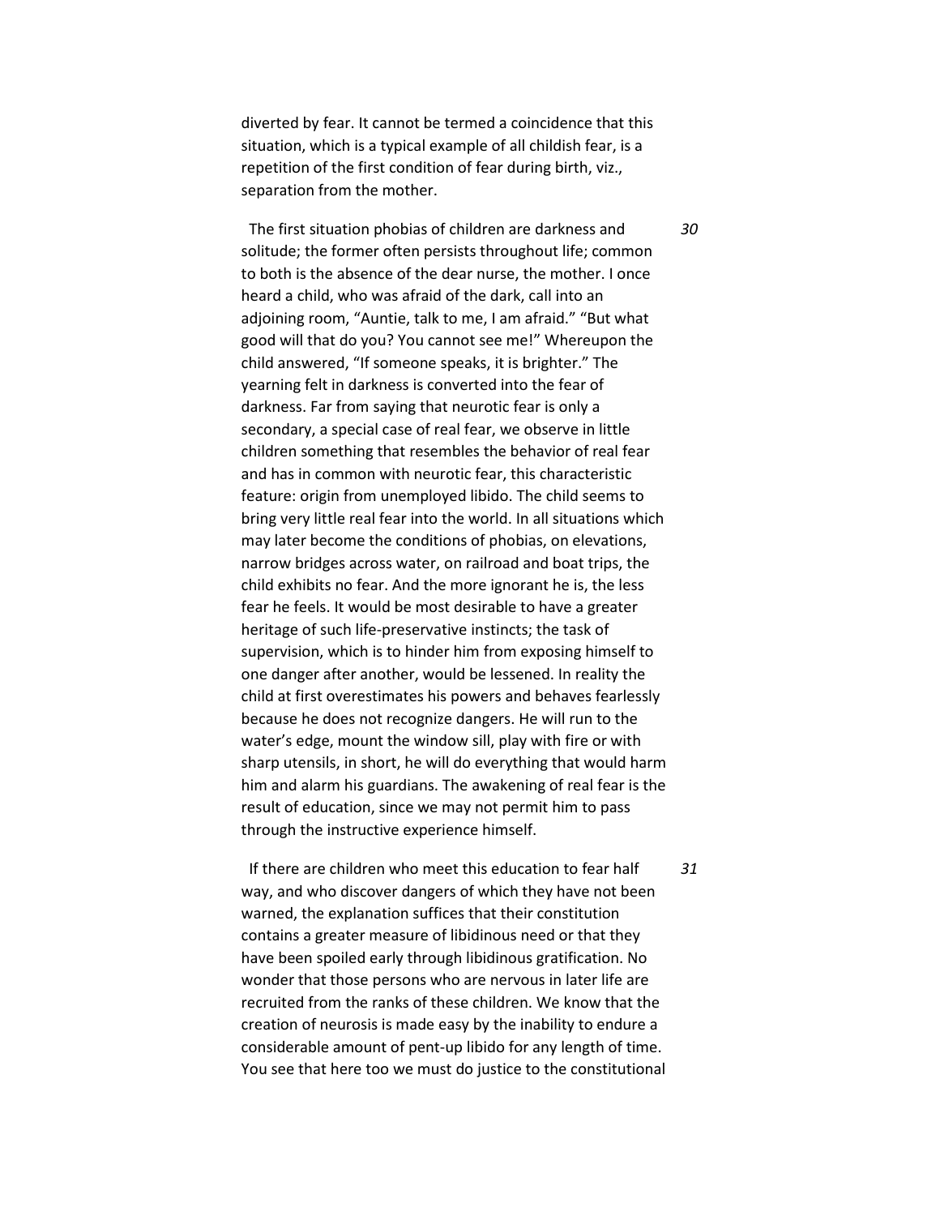diverted by fear. It cannot be termed a coincidence that this situation, which is a typical example of all childish fear, is a repetition of the first condition of fear during birth, viz., separation from the mother.

The first situation phobias of children are darkness and solitude; the former often persists throughout life; common to both is the absence of the dear nurse, the mother. I once heard a child, who was afraid of the dark, call into an adjoining room, "Auntie, talk to me, I am afraid." "But what good will that do you? You cannot see me!" Whereupon the child answered, "If someone speaks, it is brighter." The yearning felt in darkness is converted into the fear of darkness. Far from saying that neurotic fear is only a secondary, a special case of real fear, we observe in little children something that resembles the behavior of real fear and has in common with neurotic fear, this characteristic feature: origin from unemployed libido. The child seems to bring very little real fear into the world. In all situations which may later become the conditions of phobias, on elevations, narrow bridges across water, on railroad and boat trips, the child exhibits no fear. And the more ignorant he is, the less fear he feels. It would be most desirable to have a greater heritage of such life-preservative instincts; the task of supervision, which is to hinder him from exposing himself to one danger after another, would be lessened. In reality the child at first overestimates his powers and behaves fearlessly because he does not recognize dangers. He will run to the water's edge, mount the window sill, play with fire or with sharp utensils, in short, he will do everything that would harm him and alarm his guardians. The awakening of real fear is the result of education, since we may not permit him to pass through the instructive experience himself.

If there are children who meet this education to fear half way, and who discover dangers of which they have not been warned, the explanation suffices that their constitution contains a greater measure of libidinous need or that they have been spoiled early through libidinous gratification. No wonder that those persons who are nervous in later life are recruited from the ranks of these children. We know that the creation of neurosis is made easy by the inability to endure a considerable amount of pent-up libido for any length of time. You see that here too we must do justice to the constitutional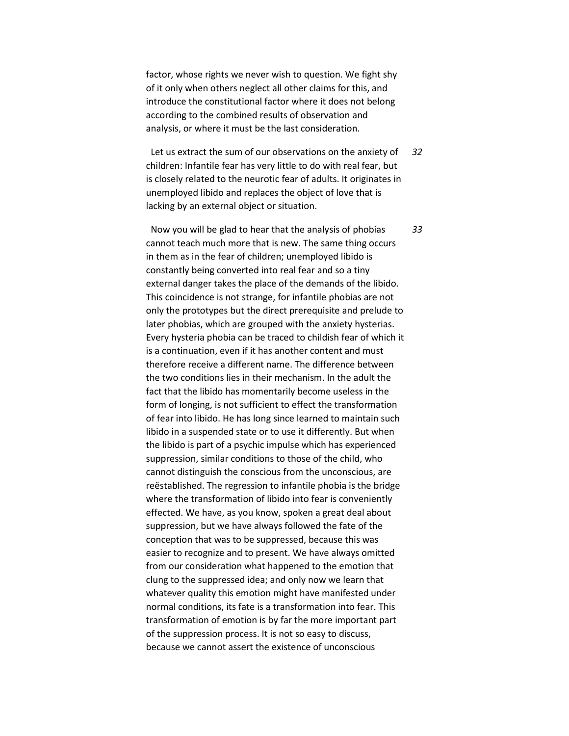factor, whose rights we never wish to question. We fight shy of it only when others neglect all other claims for this, and introduce the constitutional factor where it does not belong according to the combined results of observation and analysis, or where it must be the last consideration.

Let us extract the sum of our observations on the anxiety of children: Infantile fear has very little to do with real fear, but is closely related to the neurotic fear of adults. It originates in unemployed libido and replaces the object of love that is lacking by an external object or situation. *32*

Now you will be glad to hear that the analysis of phobias cannot teach much more that is new. The same thing occurs in them as in the fear of children; unemployed libido is constantly being converted into real fear and so a tiny external danger takes the place of the demands of the libido. This coincidence is not strange, for infantile phobias are not only the prototypes but the direct prerequisite and prelude to later phobias, which are grouped with the anxiety hysterias. Every hysteria phobia can be traced to childish fear of which it is a continuation, even if it has another content and must therefore receive a different name. The difference between the two conditions lies in their mechanism. In the adult the fact that the libido has momentarily become useless in the form of longing, is not sufficient to effect the transformation of fear into libido. He has long since learned to maintain such libido in a suspended state or to use it differently. But when the libido is part of a psychic impulse which has experienced suppression, similar conditions to those of the child, who cannot distinguish the conscious from the unconscious, are reëstablished. The regression to infantile phobia is the bridge where the transformation of libido into fear is conveniently effected. We have, as you know, spoken a great deal about suppression, but we have always followed the fate of the conception that was to be suppressed, because this was easier to recognize and to present. We have always omitted from our consideration what happened to the emotion that clung to the suppressed idea; and only now we learn that whatever quality this emotion might have manifested under normal conditions, its fate is a transformation into fear. This transformation of emotion is by far the more important part of the suppression process. It is not so easy to discuss, because we cannot assert the existence of unconscious *33*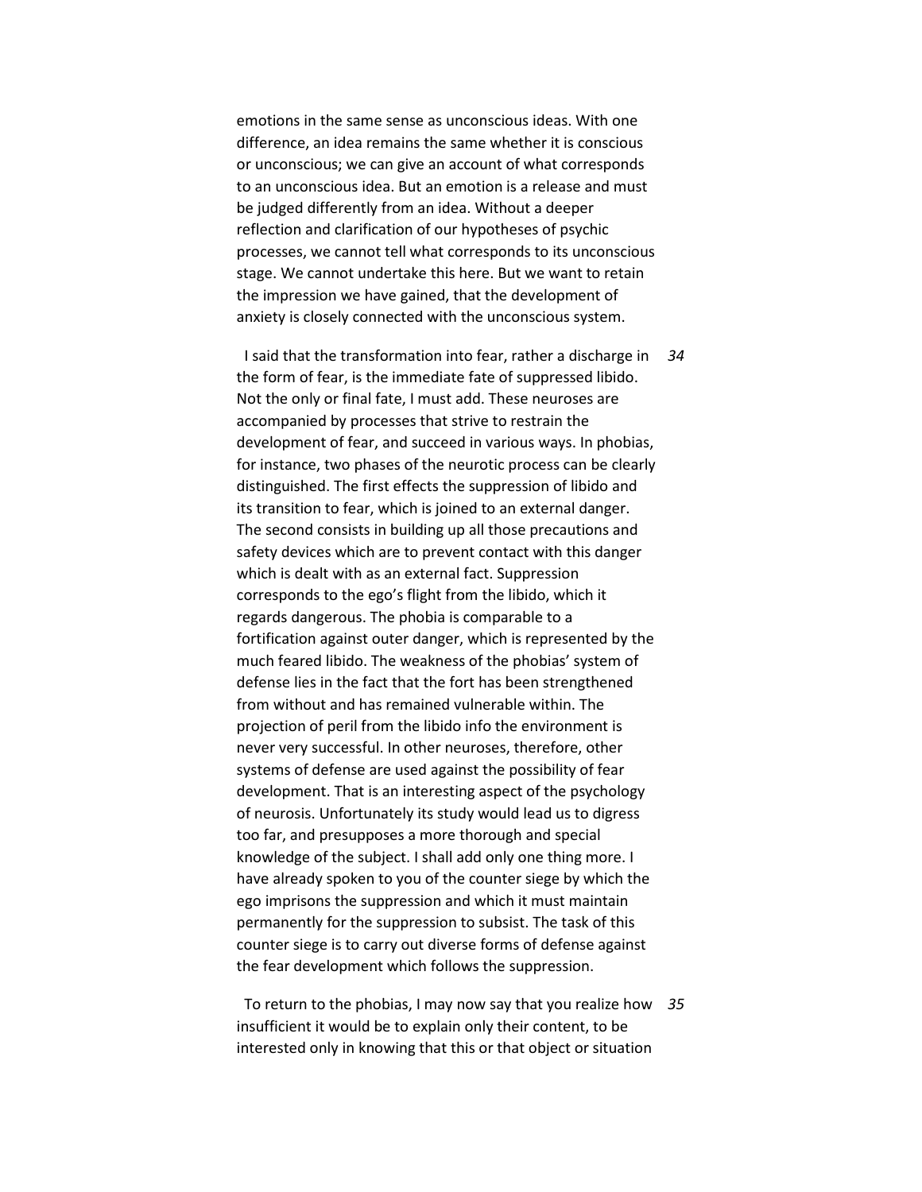emotions in the same sense as unconscious ideas. With one difference, an idea remains the same whether it is conscious or unconscious; we can give an account of what corresponds to an unconscious idea. But an emotion is a release and must be judged differently from an idea. Without a deeper reflection and clarification of our hypotheses of psychic processes, we cannot tell what corresponds to its unconscious stage. We cannot undertake this here. But we want to retain the impression we have gained, that the development of anxiety is closely connected with the unconscious system.

*34* I said that the transformation into fear, rather a discharge in the form of fear, is the immediate fate of suppressed libido. Not the only or final fate, I must add. These neuroses are accompanied by processes that strive to restrain the development of fear, and succeed in various ways. In phobias, for instance, two phases of the neurotic process can be clearly distinguished. The first effects the suppression of libido and its transition to fear, which is joined to an external danger. The second consists in building up all those precautions and safety devices which are to prevent contact with this danger which is dealt with as an external fact. Suppression corresponds to the ego's flight from the libido, which it regards dangerous. The phobia is comparable to a fortification against outer danger, which is represented by the much feared libido. The weakness of the phobias' system of defense lies in the fact that the fort has been strengthened from without and has remained vulnerable within. The projection of peril from the libido info the environment is never very successful. In other neuroses, therefore, other systems of defense are used against the possibility of fear development. That is an interesting aspect of the psychology of neurosis. Unfortunately its study would lead us to digress too far, and presupposes a more thorough and special knowledge of the subject. I shall add only one thing more. I have already spoken to you of the counter siege by which the ego imprisons the suppression and which it must maintain permanently for the suppression to subsist. The task of this counter siege is to carry out diverse forms of defense against the fear development which follows the suppression.

*35* To return to the phobias, I may now say that you realize how insufficient it would be to explain only their content, to be interested only in knowing that this or that object or situation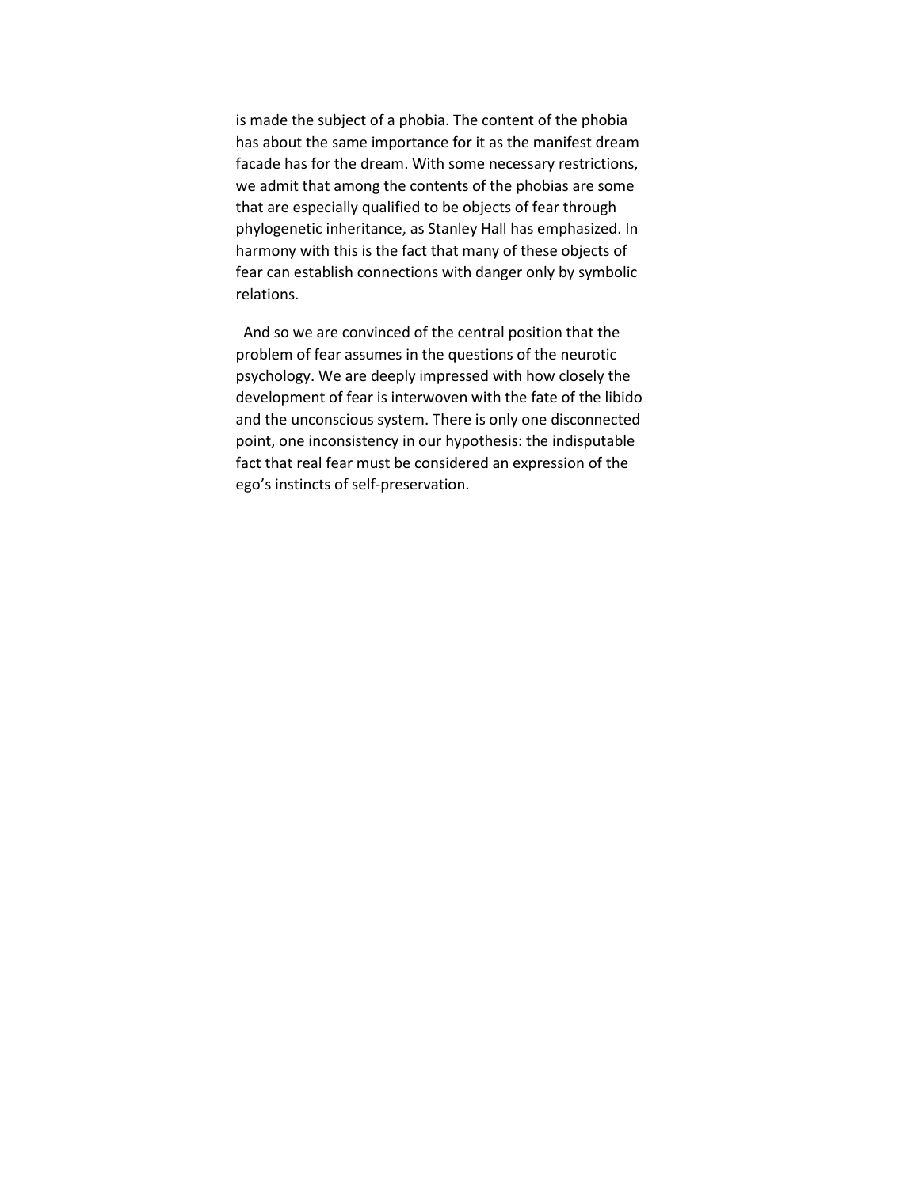is made the subject of a phobia. The content of the phobia has about the same importance for it as the manifest dream facade has for the dream. With some necessary restrictions, we admit that among the contents of the phobias are some that are especially qualified to be objects of fear through phylogenetic inheritance, as Stanley Hall has emphasized. In harmony with this is the fact that many of these objects of fear can establish connections with danger only by symbolic relations.

And so we are convinced of the central position that the problem of fear assumes in the questions of the neurotic psychology. We are deeply impressed with how closely the development of fear is interwoven with the fate of the libido and the unconscious system. There is only one disconnected point, one inconsistency in our hypothesis: the indisputable fact that real fear must be considered an expression of the ego's instincts of self-preservation.